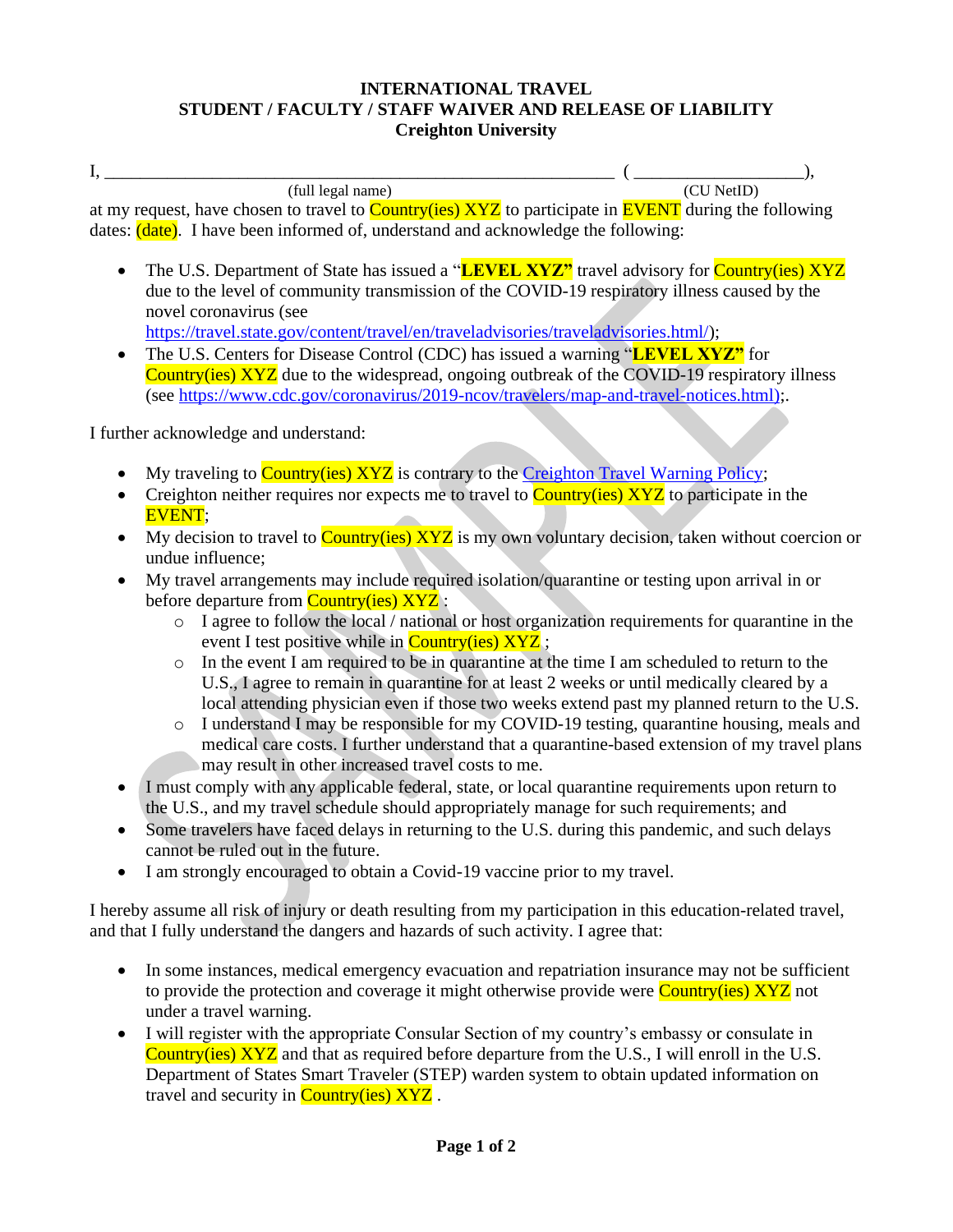**INTERNATIONAL TRAVEL**
**STUDENT / FACULTY / STAFF WAIVER AND RELEASE OF LIABILITY**
**Creighton University**

I, ___________________________________________________________ ( ___________________ ),
(full legal name) (CU NetID)

at my request, have chosen to travel to Country(ies) XYZ to participate in EVENT during the following dates: (date). I have been informed of, understand and acknowledge the following:

- The U.S. Department of State has issued a "**LEVEL XYZ"** travel advisory for Country(ies) XYZ due to the level of community transmission of the COVID-19 respiratory illness caused by the novel coronavirus (see https://travel.state.gov/content/travel/en/traveladvisories/traveladvisories.html/);
- The U.S. Centers for Disease Control (CDC) has issued a warning "**LEVEL XYZ"** for Country(ies) XYZ due to the widespread, ongoing outbreak of the COVID-19 respiratory illness (see https://www.cdc.gov/coronavirus/2019-ncov/travelers/map-and-travel-notices.html);.

I further acknowledge and understand:

- My traveling to Country(ies) XYZ is contrary to the Creighton Travel Warning Policy;
- Creighton neither requires nor expects me to travel to Country(ies) XYZ to participate in the EVENT;
- My decision to travel to Country(ies) XYZ is my own voluntary decision, taken without coercion or undue influence;
- My travel arrangements may include required isolation/quarantine or testing upon arrival in or before departure from Country(ies) XYZ :
  - I agree to follow the local / national or host organization requirements for quarantine in the event I test positive while in Country(ies) XYZ ;
  - In the event I am required to be in quarantine at the time I am scheduled to return to the U.S., I agree to remain in quarantine for at least 2 weeks or until medically cleared by a local attending physician even if those two weeks extend past my planned return to the U.S.
  - I understand I may be responsible for my COVID-19 testing, quarantine housing, meals and medical care costs. I further understand that a quarantine-based extension of my travel plans may result in other increased travel costs to me.
- I must comply with any applicable federal, state, or local quarantine requirements upon return to the U.S., and my travel schedule should appropriately manage for such requirements; and
- Some travelers have faced delays in returning to the U.S. during this pandemic, and such delays cannot be ruled out in the future.
- I am strongly encouraged to obtain a Covid-19 vaccine prior to my travel.

I hereby assume all risk of injury or death resulting from my participation in this education-related travel, and that I fully understand the dangers and hazards of such activity. I agree that:

- In some instances, medical emergency evacuation and repatriation insurance may not be sufficient to provide the protection and coverage it might otherwise provide were Country(ies) XYZ not under a travel warning.
- I will register with the appropriate Consular Section of my country's embassy or consulate in Country(ies) XYZ and that as required before departure from the U.S., I will enroll in the U.S. Department of States Smart Traveler (STEP) warden system to obtain updated information on travel and security in Country(ies) XYZ .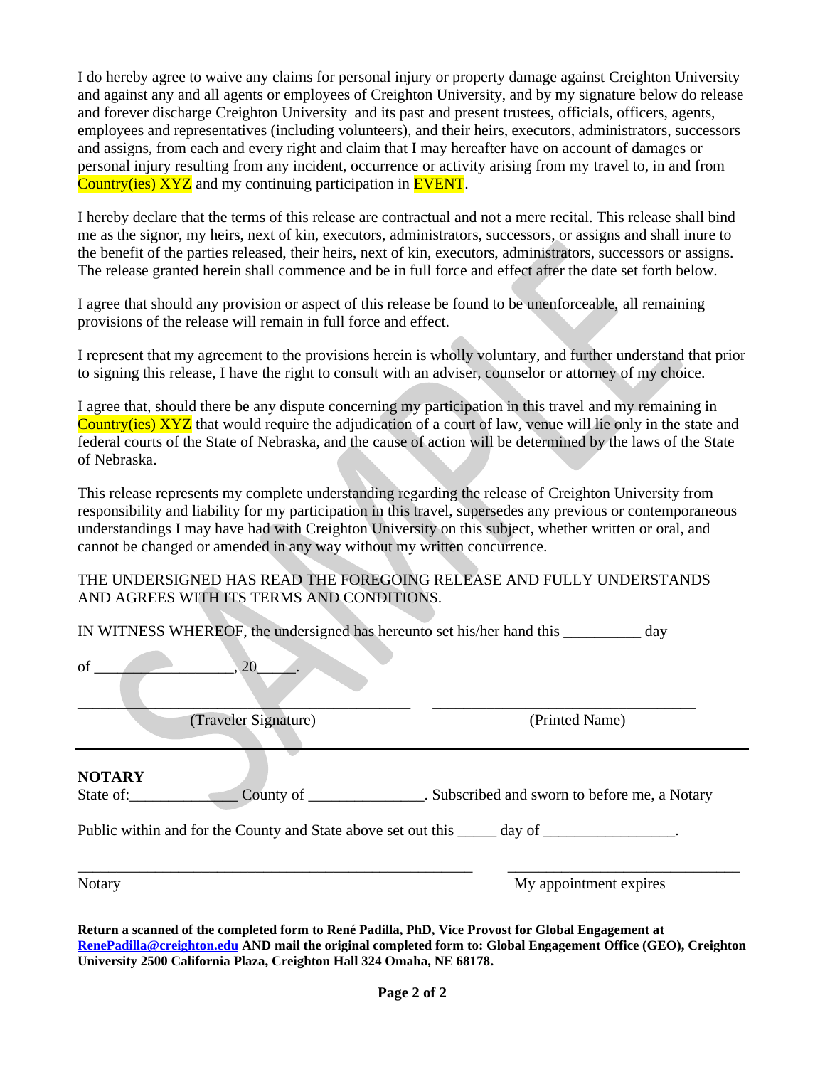I do hereby agree to waive any claims for personal injury or property damage against Creighton University and against any and all agents or employees of Creighton University, and by my signature below do release and forever discharge Creighton University and its past and present trustees, officials, officers, agents, employees and representatives (including volunteers), and their heirs, executors, administrators, successors and assigns, from each and every right and claim that I may hereafter have on account of damages or personal injury resulting from any incident, occurrence or activity arising from my travel to, in and from Country(ies) XYZ and my continuing participation in EVENT.

I hereby declare that the terms of this release are contractual and not a mere recital. This release shall bind me as the signor, my heirs, next of kin, executors, administrators, successors, or assigns and shall inure to the benefit of the parties released, their heirs, next of kin, executors, administrators, successors or assigns. The release granted herein shall commence and be in full force and effect after the date set forth below.

I agree that should any provision or aspect of this release be found to be unenforceable, all remaining provisions of the release will remain in full force and effect.

I represent that my agreement to the provisions herein is wholly voluntary, and further understand that prior to signing this release, I have the right to consult with an adviser, counselor or attorney of my choice.

I agree that, should there be any dispute concerning my participation in this travel and my remaining in Country(ies) XYZ that would require the adjudication of a court of law, venue will lie only in the state and federal courts of the State of Nebraska, and the cause of action will be determined by the laws of the State of Nebraska.

This release represents my complete understanding regarding the release of Creighton University from responsibility and liability for my participation in this travel, supersedes any previous or contemporaneous understandings I may have had with Creighton University on this subject, whether written or oral, and cannot be changed or amended in any way without my written concurrence.

THE UNDERSIGNED HAS READ THE FOREGOING RELEASE AND FULLY UNDERSTANDS AND AGREES WITH ITS TERMS AND CONDITIONS.

IN WITNESS WHEREOF, the undersigned has hereunto set his/her hand this __________ day

of _________________, 20_____.

_____________________________________________ (Traveler Signature)      ___________________________________ (Printed Name)

---

**NOTARY**

State of:______________ County of _______________. Subscribed and sworn to before me, a Notary

Public within and for the County and State above set out this _____ day of ________________.

_____________________________________________________ Notary      ______________________________ My appointment expires

**Return a scanned of the completed form to René Padilla, PhD, Vice Provost for Global Engagement at RenePadilla@creighton.edu AND mail the original completed form to: Global Engagement Office (GEO), Creighton University 2500 California Plaza, Creighton Hall 324 Omaha, NE 68178.**